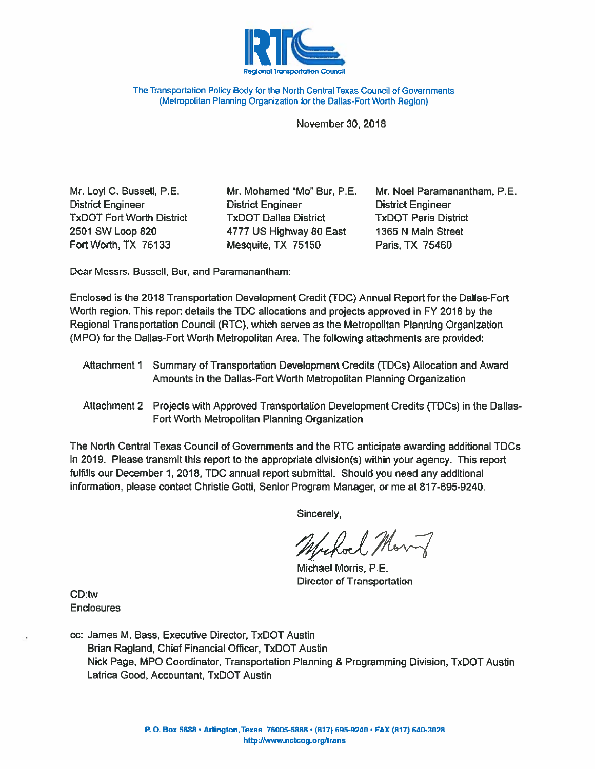Regional Transportation Council

The Transportation Policy Body for the North Central Texas Council of Governments
(Metropolitan Planning Organization for the Dallas-Fort Worth Region)

November 30, 2018

Mr. Loyl C. Bussell, P.E.
District Engineer
TxDOT Fort Worth District
2501 SW Loop 820
Fort Worth, TX 76133

Mr. Mohamed "Mo" Bur, P.E.
District Engineer
TxDOT Dallas District
4777 US Highway 80 East
Mesquite, TX 75150

Mr. Noel Paramanantham, P.E.
District Engineer
TxDOT Paris District
1365 N Main Street
Paris, TX 75460

Dear Messrs. Bussell, Bur, and Paramanantham:

Enclosed is the 2018 Transportation Development Credit (TDC) Annual Report for the Dallas-Fort Worth region. This report details the TDC allocations and projects approved in FY 2018 by the Regional Transportation Council (RTC), which serves as the Metropolitan Planning Organization (MPO) for the Dallas-Fort Worth Metropolitan Area. The following attachments are provided:

- Attachment 1 Summary of Transportation Development Credits (TDCs) Allocation and Award Amounts in the Dallas-Fort Worth Metropolitan Planning Organization
- Attachment 2 Projects with Approved Transportation Development Credits (TDCs) in the Dallas-Fort Worth Metropolitan Planning Organization

The North Central Texas Council of Governments and the RTC anticipate awarding additional TDCs in 2019. Please transmit this report to the appropriate division(s) within your agency. This report fulfills our December 1, 2018, TDC annual report submittal. Should you need any additional information, please contact Christie Gotti, Senior Program Manager, or me at 817-695-9240.

Sincerely,

Michael Morris, P.E.
Director of Transportation

CD:tw
Enclosures

cc: James M. Bass, Executive Director, TxDOT Austin
Brian Ragland, Chief Financial Officer, TxDOT Austin
Nick Page, MPO Coordinator, Transportation Planning & Programming Division, TxDOT Austin
Latrica Good, Accountant, TxDOT Austin

P. O. Box 5888 • Arlington, Texas 76005-5888 • (817) 695-9240 • FAX (817) 640-3028
http://www.nctcog.org/trans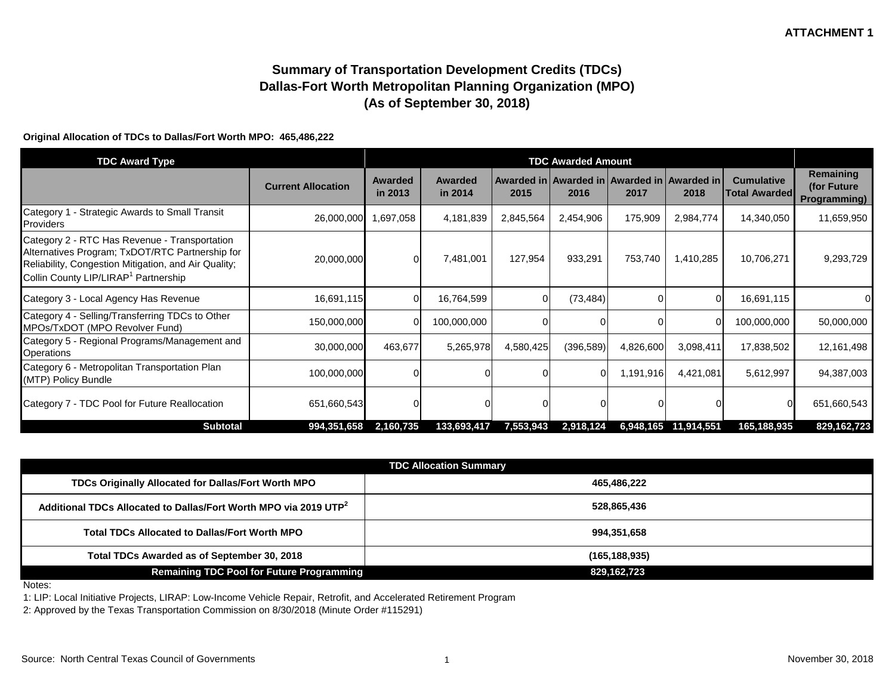**ATTACHMENT 1**

# Summary of Transportation Development Credits (TDCs)
# Dallas-Fort Worth Metropolitan Planning Organization (MPO)
# (As of September 30, 2018)

**Original Allocation of TDCs to Dallas/Fort Worth MPO: 465,486,222**

| TDC Award Type | | TDC Awarded Amount | | | | | | | |
|---|---|---|---|---|---|---|---|---|---|
| | **Current Allocation** | **Awarded in 2013** | **Awarded in 2014** | **Awarded in 2015** | **Awarded in 2016** | **Awarded in 2017** | **Awarded in 2018** | **Cumulative Total Awarded** | **Remaining (for Future Programming)** |
| Category 1 - Strategic Awards to Small Transit Providers | 26,000,000 | 1,697,058 | 4,181,839 | 2,845,564 | 2,454,906 | 175,909 | 2,984,774 | 14,340,050 | 11,659,950 |
| Category 2 - RTC Has Revenue - Transportation Alternatives Program; TxDOT/RTC Partnership for Reliability, Congestion Mitigation, and Air Quality; Collin County LIP/LIRAP[1] Partnership | 20,000,000 | 0 | 7,481,001 | 127,954 | 933,291 | 753,740 | 1,410,285 | 10,706,271 | 9,293,729 |
| Category 3 - Local Agency Has Revenue | 16,691,115 | 0 | 16,764,599 | 0 | (73,484) | 0 | 0 | 16,691,115 | 0 |
| Category 4 - Selling/Transferring TDCs to Other MPOs/TxDOT (MPO Revolver Fund) | 150,000,000 | 0 | 100,000,000 | 0 | 0 | 0 | 0 | 100,000,000 | 50,000,000 |
| Category 5 - Regional Programs/Management and Operations | 30,000,000 | 463,677 | 5,265,978 | 4,580,425 | (396,589) | 4,826,600 | 3,098,411 | 17,838,502 | 12,161,498 |
| Category 6 - Metropolitan Transportation Plan (MTP) Policy Bundle | 100,000,000 | 0 | 0 | 0 | 0 | 1,191,916 | 4,421,081 | 5,612,997 | 94,387,003 |
| Category 7 - TDC Pool for Future Reallocation | 651,660,543 | 0 | 0 | 0 | 0 | 0 | 0 | 0 | 651,660,543 |
| **Subtotal** | **994,351,658** | **2,160,735** | **133,693,417** | **7,553,943** | **2,918,124** | **6,948,165** | **11,914,551** | **165,188,935** | **829,162,723** |

| TDC Allocation Summary | |
|---|---|
| **TDCs Originally Allocated for Dallas/Fort Worth MPO** | **465,486,222** |
| **Additional TDCs Allocated to Dallas/Fort Worth MPO via 2019 UTP[2]** | **528,865,436** |
| **Total TDCs Allocated to Dallas/Fort Worth MPO** | **994,351,658** |
| **Total TDCs Awarded as of September 30, 2018** | **(165,188,935)** |
| **Remaining TDC Pool for Future Programming** | **829,162,723** |

Notes:

1: LIP: Local Initiative Projects, LIRAP: Low-Income Vehicle Repair, Retrofit, and Accelerated Retirement Program

2: Approved by the Texas Transportation Commission on 8/30/2018 (Minute Order #115291)

Source: North Central Texas Council of Governments

November 30, 2018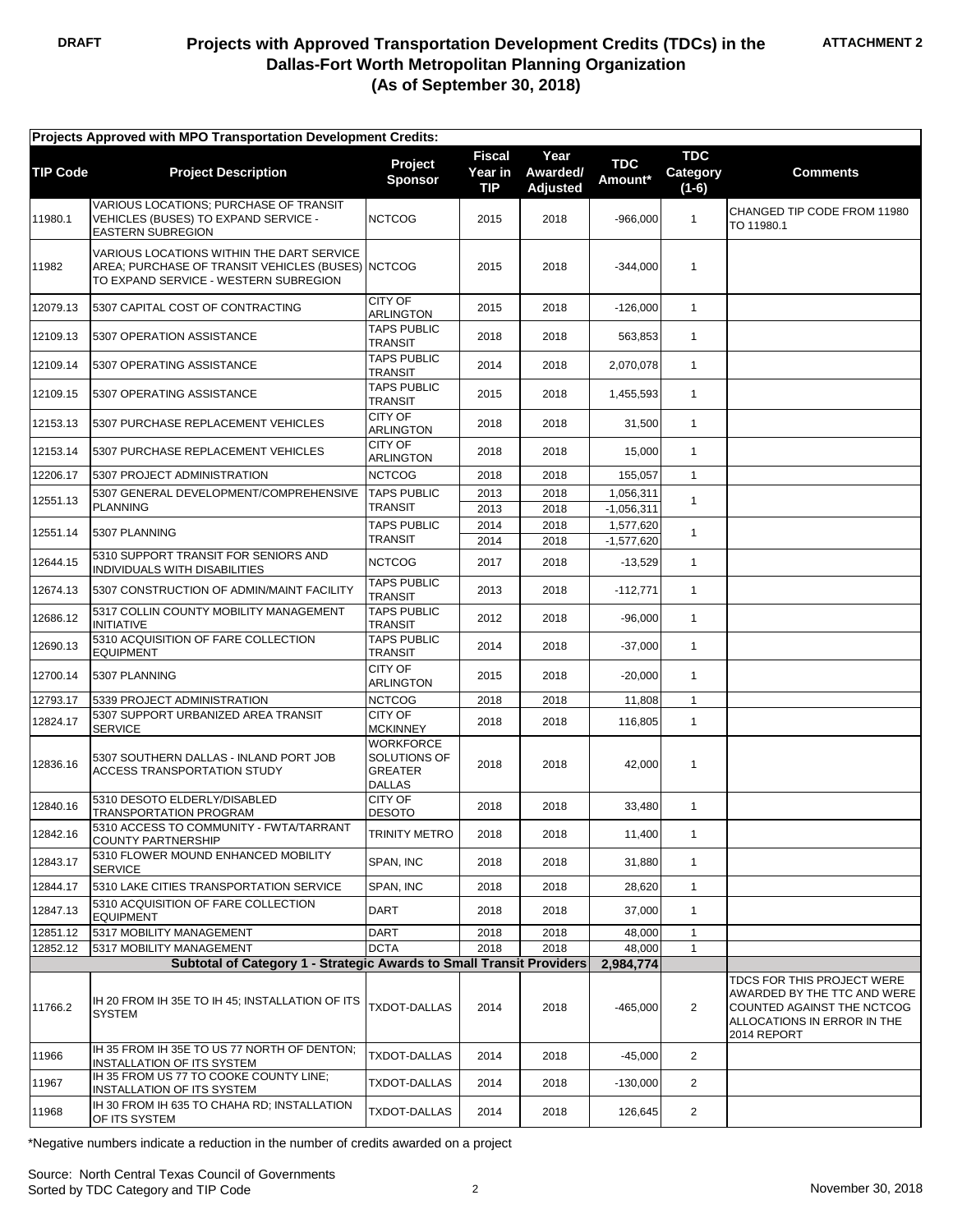DRAFT

# Projects with Approved Transportation Development Credits (TDCs) in the Dallas-Fort Worth Metropolitan Planning Organization (As of September 30, 2018)

ATTACHMENT 2

**Projects Approved with MPO Transportation Development Credits:**

| TIP Code | Project Description | Project Sponsor | Fiscal Year in TIP | Year Awarded/ Adjusted | TDC Amount* | TDC Category (1-6) | Comments |
|---|---|---|---|---|---|---|---|
| 11980.1 | VARIOUS LOCATIONS; PURCHASE OF TRANSIT VEHICLES (BUSES) TO EXPAND SERVICE - EASTERN SUBREGION | NCTCOG | 2015 | 2018 | -966,000 | 1 | CHANGED TIP CODE FROM 11980 TO 11980.1 |
| 11982 | VARIOUS LOCATIONS WITHIN THE DART SERVICE AREA; PURCHASE OF TRANSIT VEHICLES (BUSES) TO EXPAND SERVICE - WESTERN SUBREGION | NCTCOG | 2015 | 2018 | -344,000 | 1 | |
| 12079.13 | 5307 CAPITAL COST OF CONTRACTING | CITY OF ARLINGTON | 2015 | 2018 | -126,000 | 1 | |
| 12109.13 | 5307 OPERATION ASSISTANCE | TAPS PUBLIC TRANSIT | 2018 | 2018 | 563,853 | 1 | |
| 12109.14 | 5307 OPERATING ASSISTANCE | TAPS PUBLIC TRANSIT | 2014 | 2018 | 2,070,078 | 1 | |
| 12109.15 | 5307 OPERATING ASSISTANCE | TAPS PUBLIC TRANSIT | 2015 | 2018 | 1,455,593 | 1 | |
| 12153.13 | 5307 PURCHASE REPLACEMENT VEHICLES | CITY OF ARLINGTON | 2018 | 2018 | 31,500 | 1 | |
| 12153.14 | 5307 PURCHASE REPLACEMENT VEHICLES | CITY OF ARLINGTON | 2018 | 2018 | 15,000 | 1 | |
| 12206.17 | 5307 PROJECT ADMINISTRATION | NCTCOG | 2018 | 2018 | 155,057 | 1 | |
| 12551.13 | 5307 GENERAL DEVELOPMENT/COMPREHENSIVE PLANNING | TAPS PUBLIC TRANSIT | 2013 | 2018 | 1,056,311 | 1 | |
| | | | 2013 | 2018 | -1,056,311 | | |
| 12551.14 | 5307 PLANNING | TAPS PUBLIC TRANSIT | 2014 | 2018 | 1,577,620 | 1 | |
| | | | 2014 | 2018 | -1,577,620 | | |
| 12644.15 | 5310 SUPPORT TRANSIT FOR SENIORS AND INDIVIDUALS WITH DISABILITIES | NCTCOG | 2017 | 2018 | -13,529 | 1 | |
| 12674.13 | 5307 CONSTRUCTION OF ADMIN/MAINT FACILITY | TAPS PUBLIC TRANSIT | 2013 | 2018 | -112,771 | 1 | |
| 12686.12 | 5317 COLLIN COUNTY MOBILITY MANAGEMENT INITIATIVE | TAPS PUBLIC TRANSIT | 2012 | 2018 | -96,000 | 1 | |
| 12690.13 | 5310 ACQUISITION OF FARE COLLECTION EQUIPMENT | TAPS PUBLIC TRANSIT | 2014 | 2018 | -37,000 | 1 | |
| 12700.14 | 5307 PLANNING | CITY OF ARLINGTON | 2015 | 2018 | -20,000 | 1 | |
| 12793.17 | 5339 PROJECT ADMINISTRATION | NCTCOG | 2018 | 2018 | 11,808 | 1 | |
| 12824.17 | 5307 SUPPORT URBANIZED AREA TRANSIT SERVICE | CITY OF MCKINNEY | 2018 | 2018 | 116,805 | 1 | |
| 12836.16 | 5307 SOUTHERN DALLAS - INLAND PORT JOB ACCESS TRANSPORTATION STUDY | WORKFORCE SOLUTIONS OF GREATER DALLAS | 2018 | 2018 | 42,000 | 1 | |
| 12840.16 | 5310 DESOTO ELDERLY/DISABLED TRANSPORTATION PROGRAM | CITY OF DESOTO | 2018 | 2018 | 33,480 | 1 | |
| 12842.16 | 5310 ACCESS TO COMMUNITY - FWTA/TARRANT COUNTY PARTNERSHIP | TRINITY METRO | 2018 | 2018 | 11,400 | 1 | |
| 12843.17 | 5310 FLOWER MOUND ENHANCED MOBILITY SERVICE | SPAN, INC | 2018 | 2018 | 31,880 | 1 | |
| 12844.17 | 5310 LAKE CITIES TRANSPORTATION SERVICE | SPAN, INC | 2018 | 2018 | 28,620 | 1 | |
| 12847.13 | 5310 ACQUISITION OF FARE COLLECTION EQUIPMENT | DART | 2018 | 2018 | 37,000 | 1 | |
| 12851.12 | 5317 MOBILITY MANAGEMENT | DART | 2018 | 2018 | 48,000 | 1 | |
| 12852.12 | 5317 MOBILITY MANAGEMENT | DCTA | 2018 | 2018 | 48,000 | 1 | |
| | **Subtotal of Category 1 - Strategic Awards to Small Transit Providers** | | | | **2,984,774** | | |
| 11766.2 | IH 20 FROM IH 35E TO IH 45; INSTALLATION OF ITS SYSTEM | TXDOT-DALLAS | 2014 | 2018 | -465,000 | 2 | TDCS FOR THIS PROJECT WERE AWARDED BY THE TTC AND WERE COUNTED AGAINST THE NCTCOG ALLOCATIONS IN ERROR IN THE 2014 REPORT |
| 11966 | IH 35 FROM IH 35E TO US 77 NORTH OF DENTON; INSTALLATION OF ITS SYSTEM | TXDOT-DALLAS | 2014 | 2018 | -45,000 | 2 | |
| 11967 | IH 35 FROM US 77 TO COOKE COUNTY LINE; INSTALLATION OF ITS SYSTEM | TXDOT-DALLAS | 2014 | 2018 | -130,000 | 2 | |
| 11968 | IH 30 FROM IH 635 TO CHAHA RD; INSTALLATION OF ITS SYSTEM | TXDOT-DALLAS | 2014 | 2018 | 126,645 | 2 | |

*Negative numbers indicate a reduction in the number of credits awarded on a project

Source: North Central Texas Council of Governments
Sorted by TDC Category and TIP Code

November 30, 2018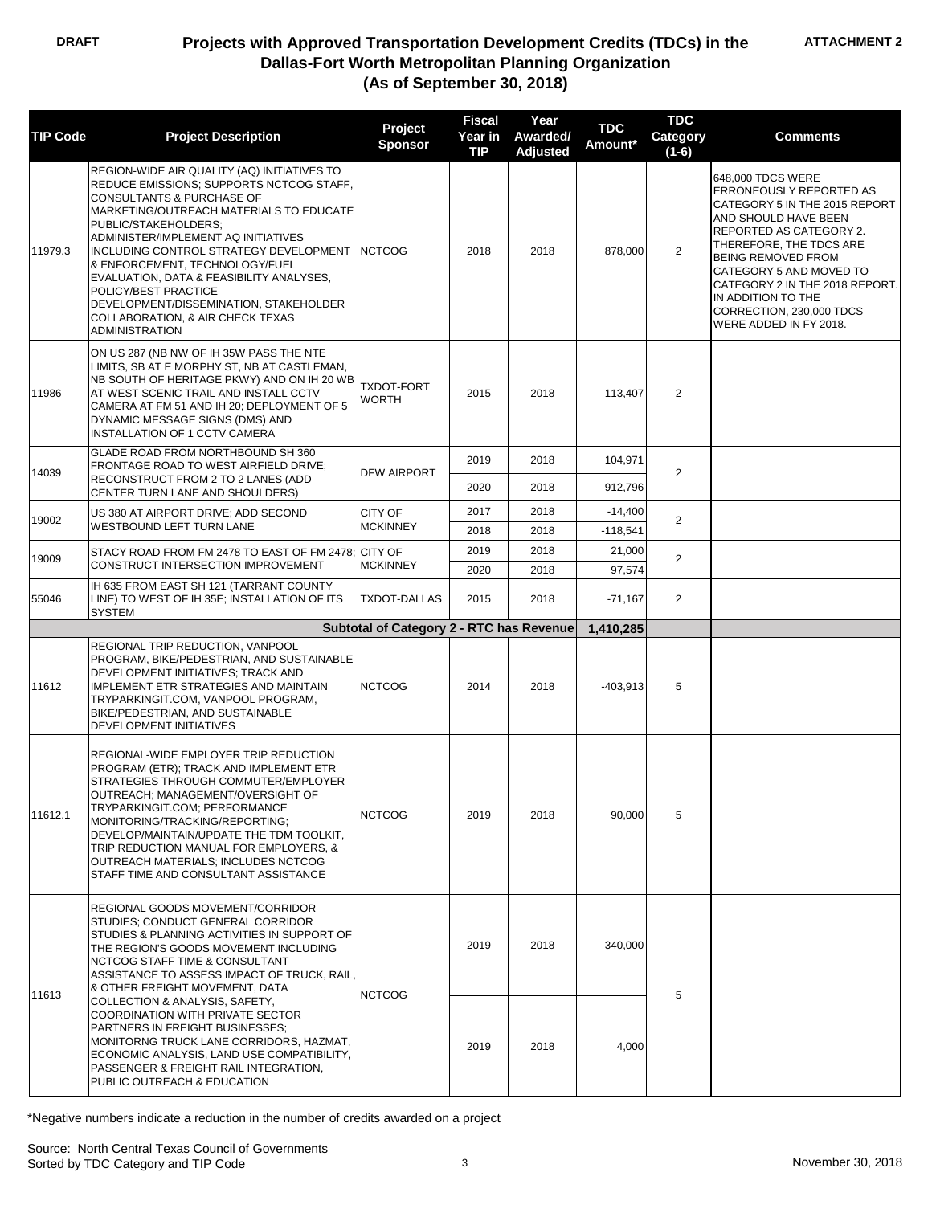**DRAFT**

**ATTACHMENT 2**

# Projects with Approved Transportation Development Credits (TDCs) in the Dallas-Fort Worth Metropolitan Planning Organization (As of September 30, 2018)

| TIP Code | Project Description | Project Sponsor | Fiscal Year in TIP | Year Awarded/ Adjusted | TDC Amount* | TDC Category (1-6) | Comments |
|---|---|---|---|---|---|---|---|
| 11979.3 | REGION-WIDE AIR QUALITY (AQ) INITIATIVES TO REDUCE EMISSIONS; SUPPORTS NCTCOG STAFF, CONSULTANTS & PURCHASE OF MARKETING/OUTREACH MATERIALS TO EDUCATE PUBLIC/STAKEHOLDERS; ADMINISTER/IMPLEMENT AQ INITIATIVES INCLUDING CONTROL STRATEGY DEVELOPMENT & ENFORCEMENT, TECHNOLOGY/FUEL EVALUATION, DATA & FEASIBILITY ANALYSES, POLICY/BEST PRACTICE DEVELOPMENT/DISSEMINATION, STAKEHOLDER COLLABORATION, & AIR CHECK TEXAS ADMINISTRATION | NCTCOG | 2018 | 2018 | 878,000 | 2 | 648,000 TDCS WERE ERRONEOUSLY REPORTED AS CATEGORY 5 IN THE 2015 REPORT AND SHOULD HAVE BEEN REPORTED AS CATEGORY 2. THEREFORE, THE TDCS ARE BEING REMOVED FROM CATEGORY 5 AND MOVED TO CATEGORY 2 IN THE 2018 REPORT. IN ADDITION TO THE CORRECTION, 230,000 TDCS WERE ADDED IN FY 2018. |
| 11986 | ON US 287 (NB NW OF IH 35W PASS THE NTE LIMITS, SB AT E MORPHY ST, NB AT CASTLEMAN, NB SOUTH OF HERITAGE PKWY) AND ON IH 20 WB AT WEST SCENIC TRAIL AND INSTALL CCTV CAMERA AT FM 51 AND IH 20; DEPLOYMENT OF 5 DYNAMIC MESSAGE SIGNS (DMS) AND INSTALLATION OF 1 CCTV CAMERA | TXDOT-FORT WORTH | 2015 | 2018 | 113,407 | 2 | |
| 14039 | GLADE ROAD FROM NORTHBOUND SH 360 FRONTAGE ROAD TO WEST AIRFIELD DRIVE; RECONSTRUCT FROM 2 TO 2 LANES (ADD CENTER TURN LANE AND SHOULDERS) | DFW AIRPORT | 2019 | 2018 | 104,971 | 2 | |
| | | | 2020 | 2018 | 912,796 | | |
| 19002 | US 380 AT AIRPORT DRIVE; ADD SECOND WESTBOUND LEFT TURN LANE | CITY OF MCKINNEY | 2017 | 2018 | -14,400 | 2 | |
| | | | 2018 | 2018 | -118,541 | | |
| 19009 | STACY ROAD FROM FM 2478 TO EAST OF FM 2478; CONSTRUCT INTERSECTION IMPROVEMENT | CITY OF MCKINNEY | 2019 | 2018 | 21,000 | 2 | |
| | | | 2020 | 2018 | 97,574 | | |
| 55046 | IH 635 FROM EAST SH 121 (TARRANT COUNTY LINE) TO WEST OF IH 35E; INSTALLATION OF ITS SYSTEM | TXDOT-DALLAS | 2015 | 2018 | -71,167 | 2 | |
| | | **Subtotal of Category 2 - RTC has Revenue** | | | **1,410,285** | | |
| 11612 | REGIONAL TRIP REDUCTION, VANPOOL PROGRAM, BIKE/PEDESTRIAN, AND SUSTAINABLE DEVELOPMENT INITIATIVES; TRACK AND IMPLEMENT ETR STRATEGIES AND MAINTAIN TRYPARKINGIT.COM, VANPOOL PROGRAM, BIKE/PEDESTRIAN, AND SUSTAINABLE DEVELOPMENT INITIATIVES | NCTCOG | 2014 | 2018 | -403,913 | 5 | |
| 11612.1 | REGIONAL-WIDE EMPLOYER TRIP REDUCTION PROGRAM (ETR); TRACK AND IMPLEMENT ETR STRATEGIES THROUGH COMMUTER/EMPLOYER OUTREACH; MANAGEMENT/OVERSIGHT OF TRYPARKINGIT.COM; PERFORMANCE MONITORING/TRACKING/REPORTING; DEVELOP/MAINTAIN/UPDATE THE TDM TOOLKIT, TRIP REDUCTION MANUAL FOR EMPLOYERS, & OUTREACH MATERIALS; INCLUDES NCTCOG STAFF TIME AND CONSULTANT ASSISTANCE | NCTCOG | 2019 | 2018 | 90,000 | 5 | |
| 11613 | REGIONAL GOODS MOVEMENT/CORRIDOR STUDIES; CONDUCT GENERAL CORRIDOR STUDIES & PLANNING ACTIVITIES IN SUPPORT OF THE REGION'S GOODS MOVEMENT INCLUDING NCTCOG STAFF TIME & CONSULTANT ASSISTANCE TO ASSESS IMPACT OF TRUCK, RAIL, & OTHER FREIGHT MOVEMENT, DATA COLLECTION & ANALYSIS, SAFETY, COORDINATION WITH PRIVATE SECTOR PARTNERS IN FREIGHT BUSINESSES; MONITORNG TRUCK LANE CORRIDORS, HAZMAT, ECONOMIC ANALYSIS, LAND USE COMPATIBILITY, PASSENGER & FREIGHT RAIL INTEGRATION, PUBLIC OUTREACH & EDUCATION | NCTCOG | 2019 | 2018 | 340,000 | 5 | |
| | | | 2019 | 2018 | 4,000 | | |

\*Negative numbers indicate a reduction in the number of credits awarded on a project

Source: North Central Texas Council of Governments
Sorted by TDC Category and TIP Code

November 30, 2018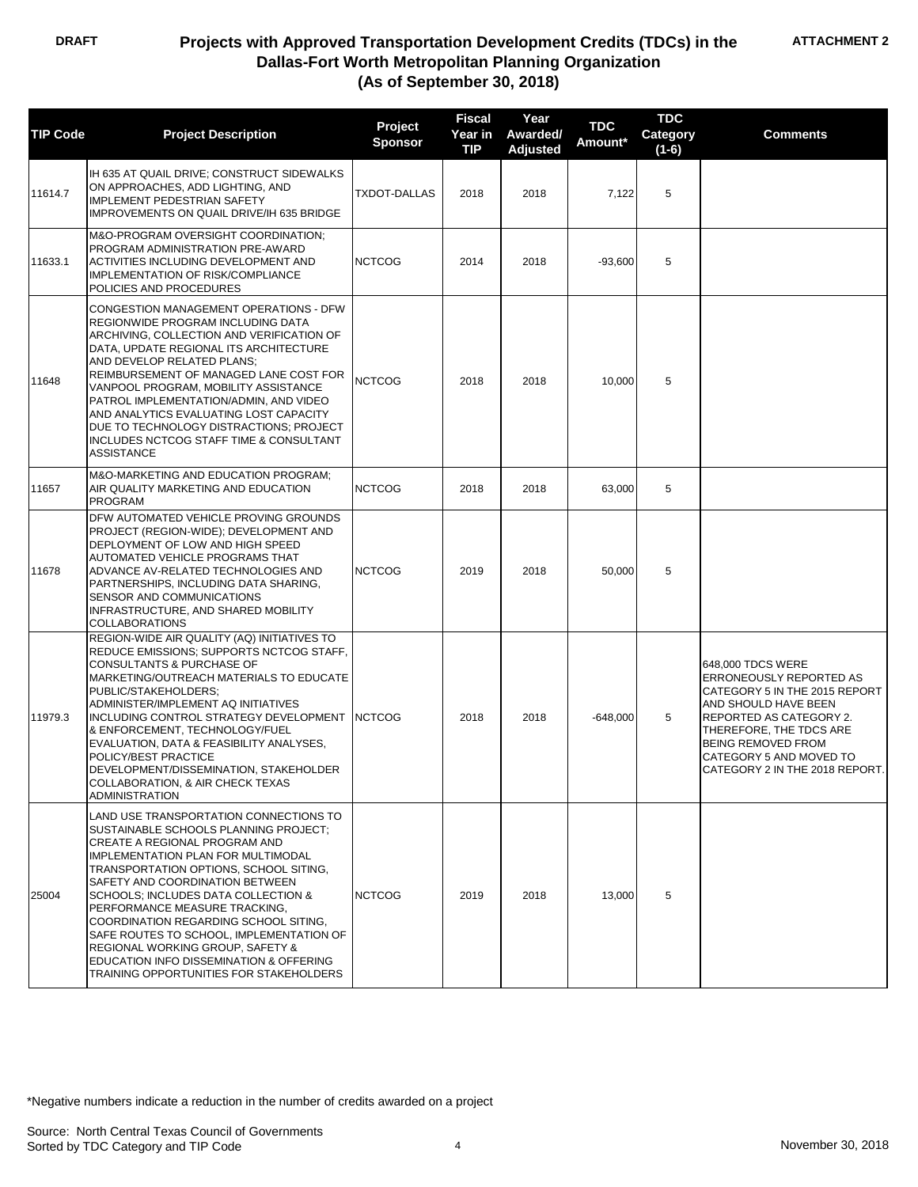DRAFT

# Projects with Approved Transportation Development Credits (TDCs) in the Dallas-Fort Worth Metropolitan Planning Organization (As of September 30, 2018)

ATTACHMENT 2

| TIP Code | Project Description | Project Sponsor | Fiscal Year in TIP | Year Awarded/ Adjusted | TDC Amount* | TDC Category (1-6) | Comments |
|---|---|---|---|---|---|---|---|
| 11614.7 | IH 635 AT QUAIL DRIVE; CONSTRUCT SIDEWALKS ON APPROACHES, ADD LIGHTING, AND IMPLEMENT PEDESTRIAN SAFETY IMPROVEMENTS ON QUAIL DRIVE/IH 635 BRIDGE | TXDOT-DALLAS | 2018 | 2018 | 7,122 | 5 | |
| 11633.1 | M&O-PROGRAM OVERSIGHT COORDINATION; PROGRAM ADMINISTRATION PRE-AWARD ACTIVITIES INCLUDING DEVELOPMENT AND IMPLEMENTATION OF RISK/COMPLIANCE POLICIES AND PROCEDURES | NCTCOG | 2014 | 2018 | -93,600 | 5 | |
| 11648 | CONGESTION MANAGEMENT OPERATIONS - DFW REGIONWIDE PROGRAM INCLUDING DATA ARCHIVING, COLLECTION AND VERIFICATION OF DATA, UPDATE REGIONAL ITS ARCHITECTURE AND DEVELOP RELATED PLANS; REIMBURSEMENT OF MANAGED LANE COST FOR VANPOOL PROGRAM, MOBILITY ASSISTANCE PATROL IMPLEMENTATION/ADMIN, AND VIDEO AND ANALYTICS EVALUATING LOST CAPACITY DUE TO TECHNOLOGY DISTRACTIONS; PROJECT INCLUDES NCTCOG STAFF TIME & CONSULTANT ASSISTANCE | NCTCOG | 2018 | 2018 | 10,000 | 5 | |
| 11657 | M&O-MARKETING AND EDUCATION PROGRAM; AIR QUALITY MARKETING AND EDUCATION PROGRAM | NCTCOG | 2018 | 2018 | 63,000 | 5 | |
| 11678 | DFW AUTOMATED VEHICLE PROVING GROUNDS PROJECT (REGION-WIDE); DEVELOPMENT AND DEPLOYMENT OF LOW AND HIGH SPEED AUTOMATED VEHICLE PROGRAMS THAT ADVANCE AV-RELATED TECHNOLOGIES AND PARTNERSHIPS, INCLUDING DATA SHARING, SENSOR AND COMMUNICATIONS INFRASTRUCTURE, AND SHARED MOBILITY COLLABORATIONS | NCTCOG | 2019 | 2018 | 50,000 | 5 | |
| 11979.3 | REGION-WIDE AIR QUALITY (AQ) INITIATIVES TO REDUCE EMISSIONS; SUPPORTS NCTCOG STAFF, CONSULTANTS & PURCHASE OF MARKETING/OUTREACH MATERIALS TO EDUCATE PUBLIC/STAKEHOLDERS; ADMINISTER/IMPLEMENT AQ INITIATIVES INCLUDING CONTROL STRATEGY DEVELOPMENT & ENFORCEMENT, TECHNOLOGY/FUEL EVALUATION, DATA & FEASIBILITY ANALYSES, POLICY/BEST PRACTICE DEVELOPMENT/DISSEMINATION, STAKEHOLDER COLLABORATION, & AIR CHECK TEXAS ADMINISTRATION | NCTCOG | 2018 | 2018 | -648,000 | 5 | 648,000 TDCS WERE ERRONEOUSLY REPORTED AS CATEGORY 5 IN THE 2015 REPORT AND SHOULD HAVE BEEN REPORTED AS CATEGORY 2. THEREFORE, THE TDCS ARE BEING REMOVED FROM CATEGORY 5 AND MOVED TO CATEGORY 2 IN THE 2018 REPORT. |
| 25004 | LAND USE TRANSPORTATION CONNECTIONS TO SUSTAINABLE SCHOOLS PLANNING PROJECT; CREATE A REGIONAL PROGRAM AND IMPLEMENTATION PLAN FOR MULTIMODAL TRANSPORTATION OPTIONS, SCHOOL SITING, SAFETY AND COORDINATION BETWEEN SCHOOLS; INCLUDES DATA COLLECTION & PERFORMANCE MEASURE TRACKING, COORDINATION REGARDING SCHOOL SITING, SAFE ROUTES TO SCHOOL, IMPLEMENTATION OF REGIONAL WORKING GROUP, SAFETY & EDUCATION INFO DISSEMINATION & OFFERING TRAINING OPPORTUNITIES FOR STAKEHOLDERS | NCTCOG | 2019 | 2018 | 13,000 | 5 | |

*Negative numbers indicate a reduction in the number of credits awarded on a project

Source: North Central Texas Council of Governments
Sorted by TDC Category and TIP Code

November 30, 2018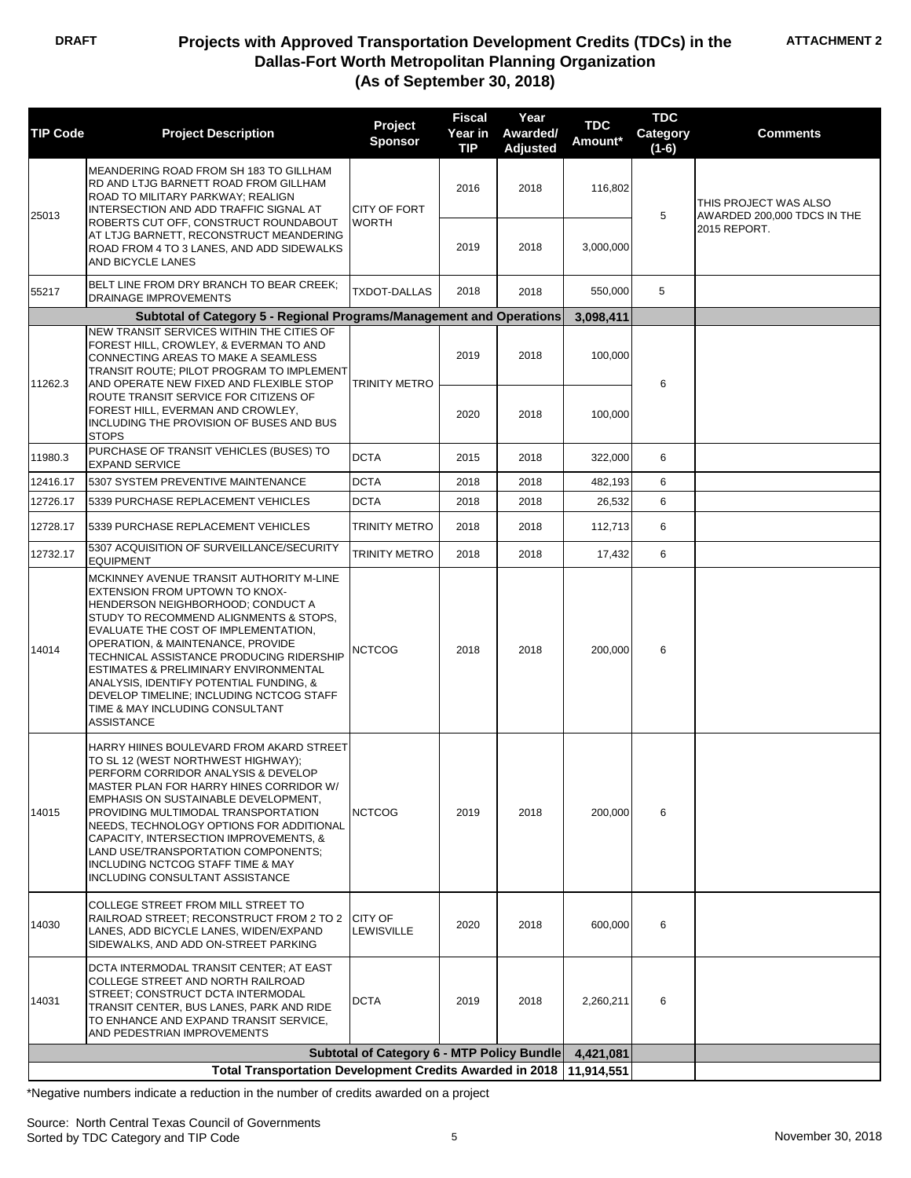DRAFT

# Projects with Approved Transportation Development Credits (TDCs) in the Dallas-Fort Worth Metropolitan Planning Organization (As of September 30, 2018)

ATTACHMENT 2

| TIP Code | Project Description | Project Sponsor | Fiscal Year in TIP | Year Awarded/ Adjusted | TDC Amount* | TDC Category (1-6) | Comments |
|---|---|---|---|---|---|---|---|
| 25013 | MEANDERING ROAD FROM SH 183 TO GILLHAM RD AND LTJG BARNETT ROAD FROM GILLHAM ROAD TO MILITARY PARKWAY; REALIGN INTERSECTION AND ADD TRAFFIC SIGNAL AT ROBERTS CUT OFF, CONSTRUCT ROUNDABOUT AT LTJG BARNETT, RECONSTRUCT MEANDERING ROAD FROM 4 TO 3 LANES, AND ADD SIDEWALKS AND BICYCLE LANES | CITY OF FORT WORTH | 2016 | 2018 | 116,802 | 5 | THIS PROJECT WAS ALSO AWARDED 200,000 TDCS IN THE 2015 REPORT. |
| | | | 2019 | 2018 | 3,000,000 | | |
| 55217 | BELT LINE FROM DRY BRANCH TO BEAR CREEK; DRAINAGE IMPROVEMENTS | TXDOT-DALLAS | 2018 | 2018 | 550,000 | 5 | |
| | **Subtotal of Category 5 - Regional Programs/Management and Operations** | | | | **3,098,411** | | |
| 11262.3 | NEW TRANSIT SERVICES WITHIN THE CITIES OF FOREST HILL, CROWLEY, & EVERMAN TO AND CONNECTING AREAS TO MAKE A SEAMLESS TRANSIT ROUTE; PILOT PROGRAM TO IMPLEMENT AND OPERATE NEW FIXED AND FLEXIBLE STOP ROUTE TRANSIT SERVICE FOR CITIZENS OF FOREST HILL, EVERMAN AND CROWLEY, INCLUDING THE PROVISION OF BUSES AND BUS STOPS | TRINITY METRO | 2019 | 2018 | 100,000 | 6 | |
| | | | 2020 | 2018 | 100,000 | | |
| 11980.3 | PURCHASE OF TRANSIT VEHICLES (BUSES) TO EXPAND SERVICE | DCTA | 2015 | 2018 | 322,000 | 6 | |
| 12416.17 | 5307 SYSTEM PREVENTIVE MAINTENANCE | DCTA | 2018 | 2018 | 482,193 | 6 | |
| 12726.17 | 5339 PURCHASE REPLACEMENT VEHICLES | DCTA | 2018 | 2018 | 26,532 | 6 | |
| 12728.17 | 5339 PURCHASE REPLACEMENT VEHICLES | TRINITY METRO | 2018 | 2018 | 112,713 | 6 | |
| 12732.17 | 5307 ACQUISITION OF SURVEILLANCE/SECURITY EQUIPMENT | TRINITY METRO | 2018 | 2018 | 17,432 | 6 | |
| 14014 | MCKINNEY AVENUE TRANSIT AUTHORITY M-LINE EXTENSION FROM UPTOWN TO KNOX-HENDERSON NEIGHBORHOOD; CONDUCT A STUDY TO RECOMMEND ALIGNMENTS & STOPS, EVALUATE THE COST OF IMPLEMENTATION, OPERATION, & MAINTENANCE, PROVIDE TECHNICAL ASSISTANCE PRODUCING RIDERSHIP ESTIMATES & PRELIMINARY ENVIRONMENTAL ANALYSIS, IDENTIFY POTENTIAL FUNDING, & DEVELOP TIMELINE; INCLUDING NCTCOG STAFF TIME & MAY INCLUDING CONSULTANT ASSISTANCE | NCTCOG | 2018 | 2018 | 200,000 | 6 | |
| 14015 | HARRY HIINES BOULEVARD FROM AKARD STREET TO SL 12 (WEST NORTHWEST HIGHWAY); PERFORM CORRIDOR ANALYSIS & DEVELOP MASTER PLAN FOR HARRY HINES CORRIDOR W/ EMPHASIS ON SUSTAINABLE DEVELOPMENT, PROVIDING MULTIMODAL TRANSPORTATION NEEDS, TECHNOLOGY OPTIONS FOR ADDITIONAL CAPACITY, INTERSECTION IMPROVEMENTS, & LAND USE/TRANSPORTATION COMPONENTS; INCLUDING NCTCOG STAFF TIME & MAY INCLUDING CONSULTANT ASSISTANCE | NCTCOG | 2019 | 2018 | 200,000 | 6 | |
| 14030 | COLLEGE STREET FROM MILL STREET TO RAILROAD STREET; RECONSTRUCT FROM 2 TO 2 LANES, ADD BICYCLE LANES, WIDEN/EXPAND SIDEWALKS, AND ADD ON-STREET PARKING | CITY OF LEWISVILLE | 2020 | 2018 | 600,000 | 6 | |
| 14031 | DCTA INTERMODAL TRANSIT CENTER; AT EAST COLLEGE STREET AND NORTH RAILROAD STREET; CONSTRUCT DCTA INTERMODAL TRANSIT CENTER, BUS LANES, PARK AND RIDE TO ENHANCE AND EXPAND TRANSIT SERVICE, AND PEDESTRIAN IMPROVEMENTS | DCTA | 2019 | 2018 | 2,260,211 | 6 | |
| | **Subtotal of Category 6 - MTP Policy Bundle** | | | | **4,421,081** | | |
| | **Total Transportation Development Credits Awarded in 2018** | | | | **11,914,551** | | |

*Negative numbers indicate a reduction in the number of credits awarded on a project

Source: North Central Texas Council of Governments
Sorted by TDC Category and TIP Code

November 30, 2018